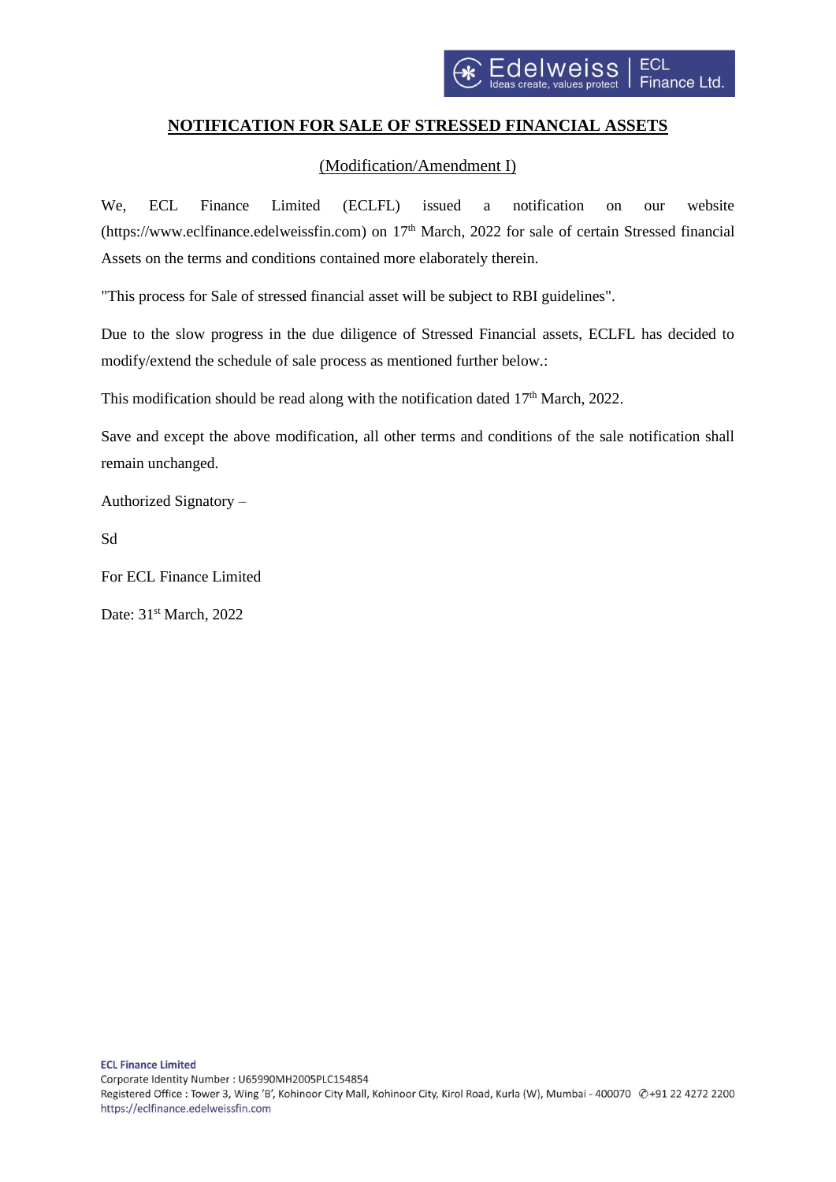## NOTIFICATION FOR SALE OF STRESSED FINANCIAL ASSETS

(Modification/Amendment I)

We, ECL Finance Limited (ECLFL) issued a notification on our website (https://www.eclfinance.edelweissfin.com) on 17th March, 2022 for sale of certain Stressed financial Assets on the terms and conditions contained more elaborately therein.

"This process for Sale of stressed financial asset will be subject to RBI guidelines".

Due to the slow progress in the due diligence of Stressed Financial assets, ECLFL has decided to modify/extend the schedule of sale process as mentioned further below.:

This modification should be read along with the notification dated 17th March, 2022.

Save and except the above modification, all other terms and conditions of the sale notification shall remain unchanged.

Authorized Signatory –

Sd

For ECL Finance Limited

Date: 31st March, 2022

**ECL Finance Limited**
Corporate Identity Number : U65990MH2005PLC154854
Registered Office : Tower 3, Wing 'B', Kohinoor City Mall, Kohinoor City, Kirol Road, Kurla (W), Mumbai - 400070 +91 22 4272 2200
https://eclfinance.edelweissfin.com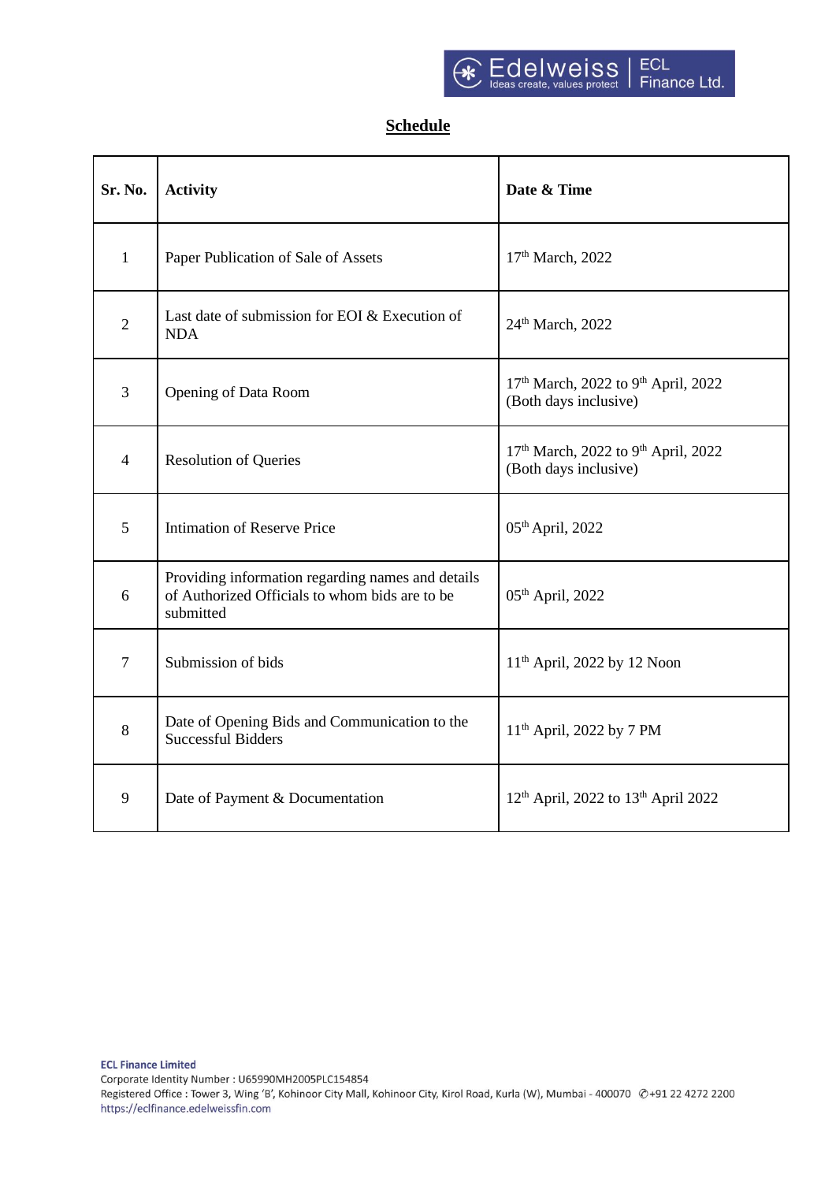# Schedule

| Sr. No. | Activity | Date & Time |
|---|---|---|
| 1 | Paper Publication of Sale of Assets | 17th March, 2022 |
| 2 | Last date of submission for EOI & Execution of NDA | 24th March, 2022 |
| 3 | Opening of Data Room | 17th March, 2022 to 9th April, 2022 (Both days inclusive) |
| 4 | Resolution of Queries | 17th March, 2022 to 9th April, 2022 (Both days inclusive) |
| 5 | Intimation of Reserve Price | 05th April, 2022 |
| 6 | Providing information regarding names and details of Authorized Officials to whom bids are to be submitted | 05th April, 2022 |
| 7 | Submission of bids | 11th April, 2022 by 12 Noon |
| 8 | Date of Opening Bids and Communication to the Successful Bidders | 11th April, 2022 by 7 PM |
| 9 | Date of Payment & Documentation | 12th April, 2022 to 13th April 2022 |